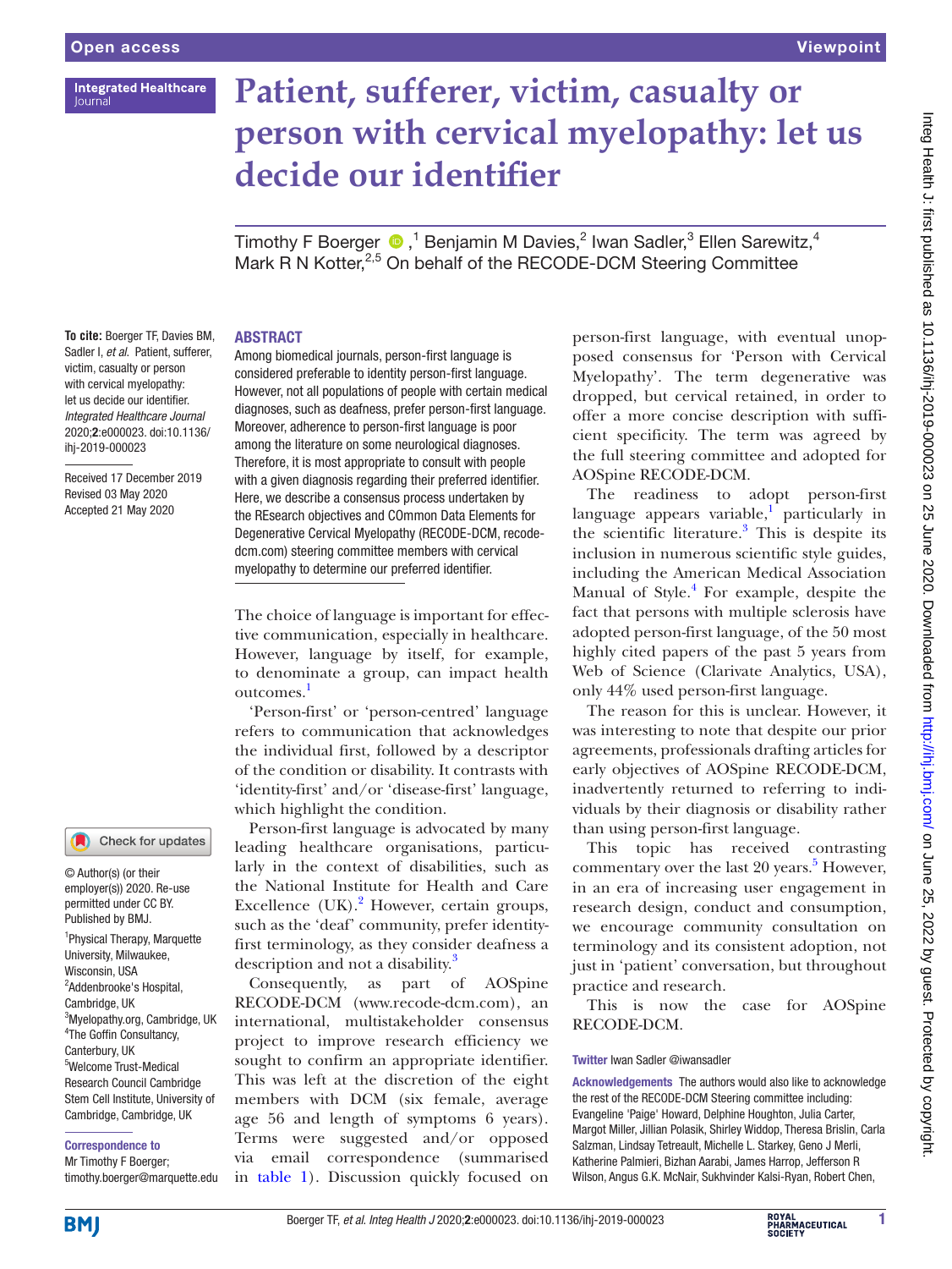Open access

Viewpoint

Integrated Healthcare Journal

# Patient, sufferer, victim, casualty or person with cervical myelopathy: let us decide our identifier

Timothy F Boerger,[1] Benjamin M Davies,[2] Iwan Sadler,[3] Ellen Sarewitz,[4] Mark R N Kotter,[2,5] On behalf of the RECODE-DCM Steering Committee

**To cite:** Boerger TF, Davies BM, Sadler I, *et al*. Patient, sufferer, victim, casualty or person with cervical myelopathy: let us decide our identifier. *Integrated Healthcare Journal* 2020;**2**:e000023. doi:10.1136/ihj-2019-000023

Received 17 December 2019
Revised 03 May 2020
Accepted 21 May 2020

© Author(s) (or their employer(s)) 2020. Re-use permitted under CC BY. Published by BMJ.

[1]Physical Therapy, Marquette University, Milwaukee, Wisconsin, USA
[2]Addenbrooke's Hospital, Cambridge, UK
[3]Myelopathy.org, Cambridge, UK
[4]The Goffin Consultancy, Canterbury, UK
[5]Welcome Trust-Medical Research Council Cambridge Stem Cell Institute, University of Cambridge, Cambridge, UK

**Correspondence to**
Mr Timothy F Boerger; timothy.boerger@marquette.edu

## ABSTRACT

Among biomedical journals, person-first language is considered preferable to identity person-first language. However, not all populations of people with certain medical diagnoses, such as deafness, prefer person-first language. Moreover, adherence to person-first language is poor among the literature on some neurological diagnoses. Therefore, it is most appropriate to consult with people with a given diagnosis regarding their preferred identifier. Here, we describe a consensus process undertaken by the REsearch objectives and COmmon Data Elements for Degenerative Cervical Myelopathy (RECODE-DCM, recode-dcm.com) steering committee members with cervical myelopathy to determine our preferred identifier.

The choice of language is important for effective communication, especially in healthcare. However, language by itself, for example, to denominate a group, can impact health outcomes.[1]

'Person-first' or 'person-centred' language refers to communication that acknowledges the individual first, followed by a descriptor of the condition or disability. It contrasts with 'identity-first' and/or 'disease-first' language, which highlight the condition.

Person-first language is advocated by many leading healthcare organisations, particularly in the context of disabilities, such as the National Institute for Health and Care Excellence (UK).[2] However, certain groups, such as the 'deaf' community, prefer identity-first terminology, as they consider deafness a description and not a disability.[3]

Consequently, as part of AOSpine RECODE-DCM (www.recode-dcm.com), an international, multistakeholder consensus project to improve research efficiency we sought to confirm an appropriate identifier. This was left at the discretion of the eight members with DCM (six female, average age 56 and length of symptoms 6 years). Terms were suggested and/or opposed via email correspondence (summarised in table 1). Discussion quickly focused on person-first language, with eventual unopposed consensus for 'Person with Cervical Myelopathy'. The term degenerative was dropped, but cervical retained, in order to offer a more concise description with sufficient specificity. The term was agreed by the full steering committee and adopted for AOSpine RECODE-DCM.

The readiness to adopt person-first language appears variable,[1] particularly in the scientific literature.[3] This is despite its inclusion in numerous scientific style guides, including the American Medical Association Manual of Style.[4] For example, despite the fact that persons with multiple sclerosis have adopted person-first language, of the 50 most highly cited papers of the past 5 years from Web of Science (Clarivate Analytics, USA), only 44% used person-first language.

The reason for this is unclear. However, it was interesting to note that despite our prior agreements, professionals drafting articles for early objectives of AOSpine RECODE-DCM, inadvertently returned to referring to individuals by their diagnosis or disability rather than using person-first language.

This topic has received contrasting commentary over the last 20 years.[5] However, in an era of increasing user engagement in research design, conduct and consumption, we encourage community consultation on terminology and its consistent adoption, not just in 'patient' conversation, but throughout practice and research.

This is now the case for AOSpine RECODE-DCM.

**Twitter** Iwan Sadler @iwansadler

**Acknowledgements** The authors would also like to acknowledge the rest of the RECODE-DCM Steering committee including: Evangeline 'Paige' Howard, Delphine Houghton, Julia Carter, Margot Miller, Jillian Polasik, Shirley Widdop, Theresa Brislin, Carla Salzman, Lindsay Tetreault, Michelle L. Starkey, Geno J Merli, Katherine Palmieri, Bizhan Aarabi, James Harrop, Jefferson R Wilson, Angus G.K. McNair, Sukhvinder Kalsi-Ryan, Robert Chen,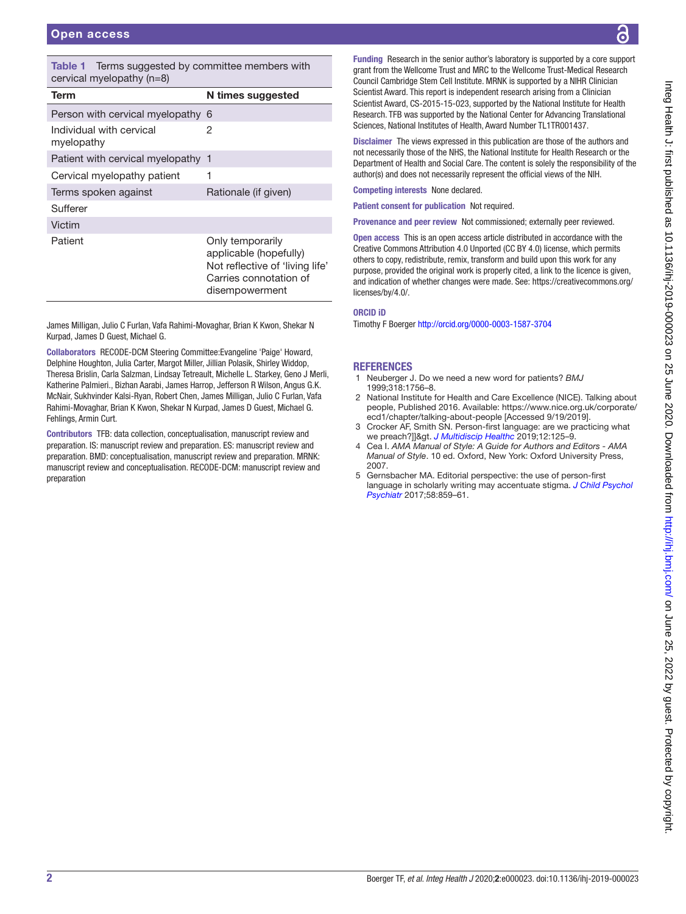**Table 1** Terms suggested by committee members with cervical myelopathy (n=8)

| Term | N times suggested |
|---|---|
| Person with cervical myelopathy | 6 |
| Individual with cervical myelopathy | 2 |
| Patient with cervical myelopathy | 1 |
| Cervical myelopathy patient | 1 |
| Terms spoken against | Rationale (if given) |
| Sufferer | |
| Victim | |
| Patient | Only temporarily applicable (hopefully) Not reflective of 'living life' Carries connotation of disempowerment |

James Milligan, Julio C Furlan, Vafa Rahimi-Movaghar, Brian K Kwon, Shekar N Kurpad, James D Guest, Michael G.

**Collaborators** RECODE-DCM Steering Committee:Evangeline 'Paige' Howard, Delphine Houghton, Julia Carter, Margot Miller, Jillian Polasik, Shirley Widdop, Theresa Brislin, Carla Salzman, Lindsay Tetreault, Michelle L. Starkey, Geno J Merli, Katherine Palmieri., Bizhan Aarabi, James Harrop, Jefferson R Wilson, Angus G.K. McNair, Sukhvinder Kalsi-Ryan, Robert Chen, James Milligan, Julio C Furlan, Vafa Rahimi-Movaghar, Brian K Kwon, Shekar N Kurpad, James D Guest, Michael G. Fehlings, Armin Curt.

**Contributors** TFB: data collection, conceptualisation, manuscript review and preparation. IS: manuscript review and preparation. ES: manuscript review and preparation. BMD: conceptualisation, manuscript review and preparation. MRNK: manuscript review and conceptualisation. RECODE-DCM: manuscript review and preparation

**Funding** Research in the senior author's laboratory is supported by a core support grant from the Wellcome Trust and MRC to the Wellcome Trust-Medical Research Council Cambridge Stem Cell Institute. MRNK is supported by a NIHR Clinician Scientist Award. This report is independent research arising from a Clinician Scientist Award, CS-2015-15-023, supported by the National Institute for Health Research. TFB was supported by the National Center for Advancing Translational Sciences, National Institutes of Health, Award Number TL1TR001437.

**Disclaimer** The views expressed in this publication are those of the authors and not necessarily those of the NHS, the National Institute for Health Research or the Department of Health and Social Care. The content is solely the responsibility of the author(s) and does not necessarily represent the official views of the NIH.

**Competing interests** None declared.

**Patient consent for publication** Not required.

**Provenance and peer review** Not commissioned; externally peer reviewed.

**Open access** This is an open access article distributed in accordance with the Creative Commons Attribution 4.0 Unported (CC BY 4.0) license, which permits others to copy, redistribute, remix, transform and build upon this work for any purpose, provided the original work is properly cited, a link to the licence is given, and indication of whether changes were made. See: https://creativecommons.org/licenses/by/4.0/.

**ORCID iD**

Timothy F Boerger http://orcid.org/0000-0003-1587-3704

## REFERENCES

1. Neuberger J. Do we need a new word for patients? *BMJ* 1999;318:1756–8.
2. National Institute for Health and Care Excellence (NICE). Talking about people, Published 2016. Available: https://www.nice.org.uk/corporate/ecd1/chapter/talking-about-people [Accessed 9/19/2019].
3. Crocker AF, Smith SN. Person-first language: are we practicing what we preach?]]&gt. *J Multidiscip Healthc* 2019;12:125–9.
4. Cea I. *AMA Manual of Style: A Guide for Authors and Editors - AMA Manual of Style*. 10 ed. Oxford, New York: Oxford University Press, 2007.
5. Gernsbacher MA. Editorial perspective: the use of person-first language in scholarly writing may accentuate stigma. *J Child Psychol Psychiatr* 2017;58:859–61.